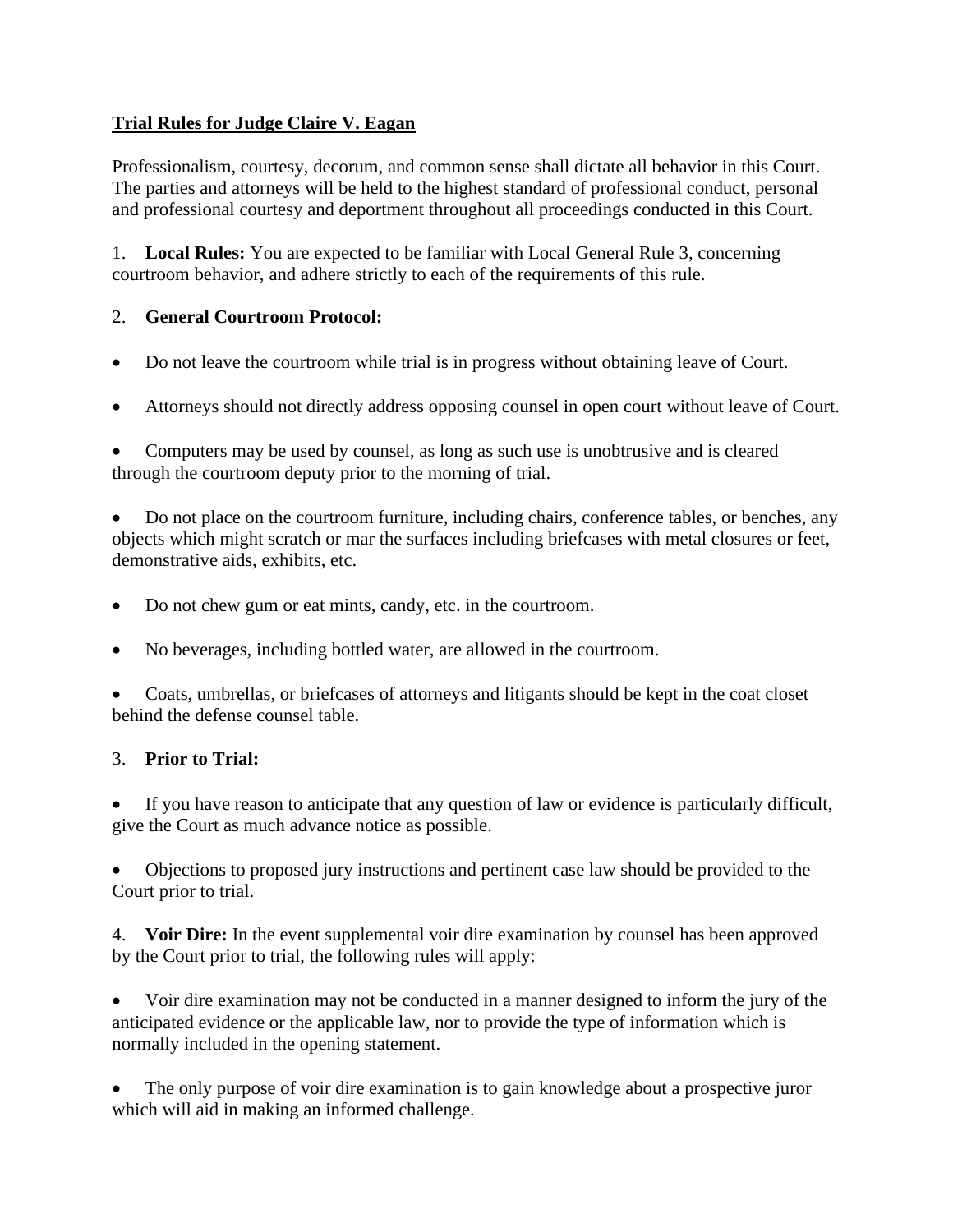**Trial Rules for Judge Claire V. Eagan**

Professionalism, courtesy, decorum, and common sense shall dictate all behavior in this Court. The parties and attorneys will be held to the highest standard of professional conduct, personal and professional courtesy and deportment throughout all proceedings conducted in this Court.

1. **Local Rules:** You are expected to be familiar with Local General Rule 3, concerning courtroom behavior, and adhere strictly to each of the requirements of this rule.

2. **General Courtroom Protocol:**

- Do not leave the courtroom while trial is in progress without obtaining leave of Court.
- Attorneys should not directly address opposing counsel in open court without leave of Court.
- Computers may be used by counsel, as long as such use is unobtrusive and is cleared through the courtroom deputy prior to the morning of trial.
- Do not place on the courtroom furniture, including chairs, conference tables, or benches, any objects which might scratch or mar the surfaces including briefcases with metal closures or feet, demonstrative aids, exhibits, etc.
- Do not chew gum or eat mints, candy, etc. in the courtroom.
- No beverages, including bottled water, are allowed in the courtroom.
- Coats, umbrellas, or briefcases of attorneys and litigants should be kept in the coat closet behind the defense counsel table.

3. **Prior to Trial:**

- If you have reason to anticipate that any question of law or evidence is particularly difficult, give the Court as much advance notice as possible.
- Objections to proposed jury instructions and pertinent case law should be provided to the Court prior to trial.

4. **Voir Dire:** In the event supplemental voir dire examination by counsel has been approved by the Court prior to trial, the following rules will apply:

- Voir dire examination may not be conducted in a manner designed to inform the jury of the anticipated evidence or the applicable law, nor to provide the type of information which is normally included in the opening statement.
- The only purpose of voir dire examination is to gain knowledge about a prospective juror which will aid in making an informed challenge.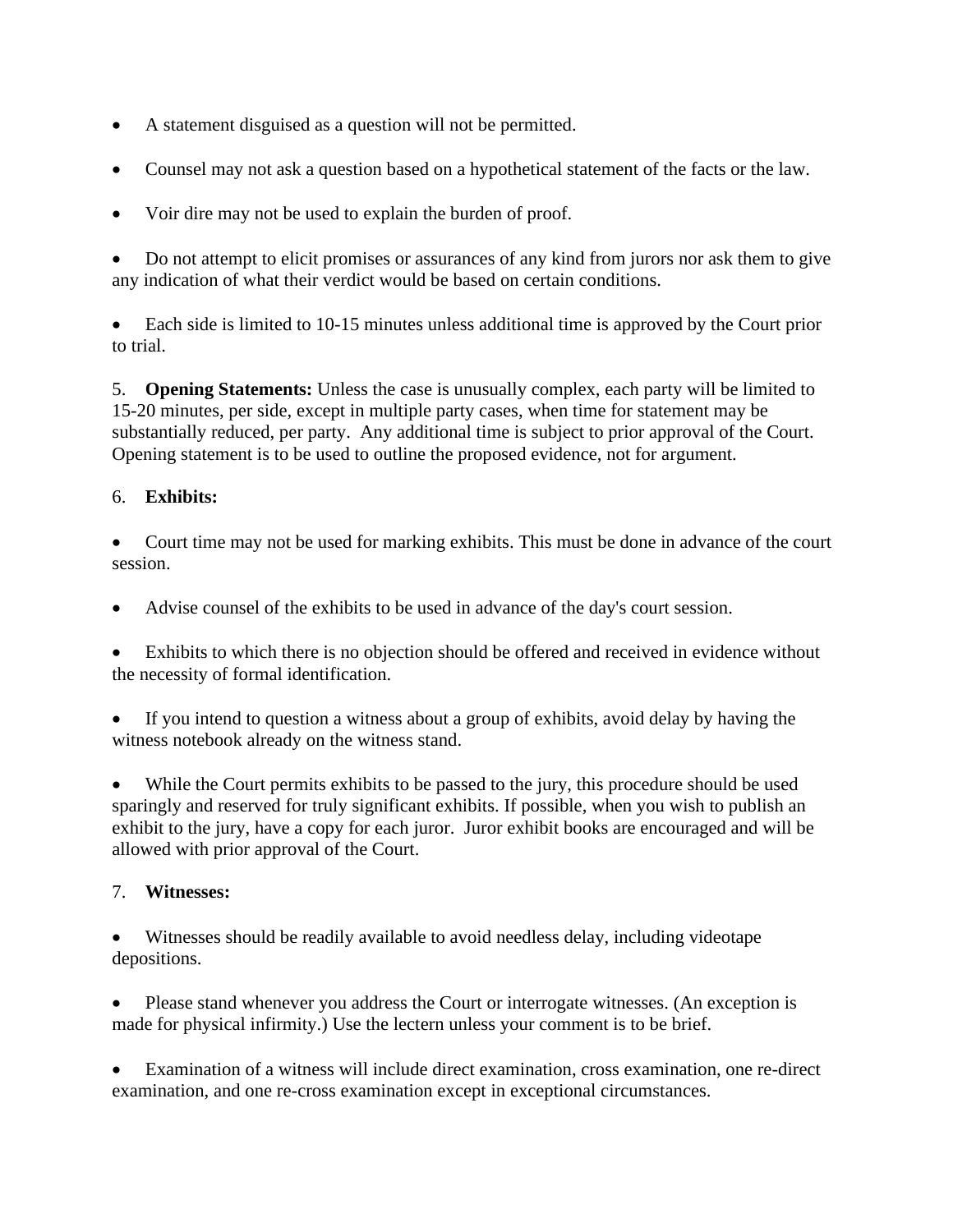- A statement disguised as a question will not be permitted.
- Counsel may not ask a question based on a hypothetical statement of the facts or the law.
- Voir dire may not be used to explain the burden of proof.
- Do not attempt to elicit promises or assurances of any kind from jurors nor ask them to give any indication of what their verdict would be based on certain conditions.
- Each side is limited to 10-15 minutes unless additional time is approved by the Court prior to trial.

5. **Opening Statements:** Unless the case is unusually complex, each party will be limited to 15-20 minutes, per side, except in multiple party cases, when time for statement may be substantially reduced, per party. Any additional time is subject to prior approval of the Court. Opening statement is to be used to outline the proposed evidence, not for argument.

6. **Exhibits:**

- Court time may not be used for marking exhibits. This must be done in advance of the court session.
- Advise counsel of the exhibits to be used in advance of the day's court session.
- Exhibits to which there is no objection should be offered and received in evidence without the necessity of formal identification.
- If you intend to question a witness about a group of exhibits, avoid delay by having the witness notebook already on the witness stand.
- While the Court permits exhibits to be passed to the jury, this procedure should be used sparingly and reserved for truly significant exhibits. If possible, when you wish to publish an exhibit to the jury, have a copy for each juror. Juror exhibit books are encouraged and will be allowed with prior approval of the Court.

7. **Witnesses:**

- Witnesses should be readily available to avoid needless delay, including videotape depositions.
- Please stand whenever you address the Court or interrogate witnesses. (An exception is made for physical infirmity.) Use the lectern unless your comment is to be brief.
- Examination of a witness will include direct examination, cross examination, one re-direct examination, and one re-cross examination except in exceptional circumstances.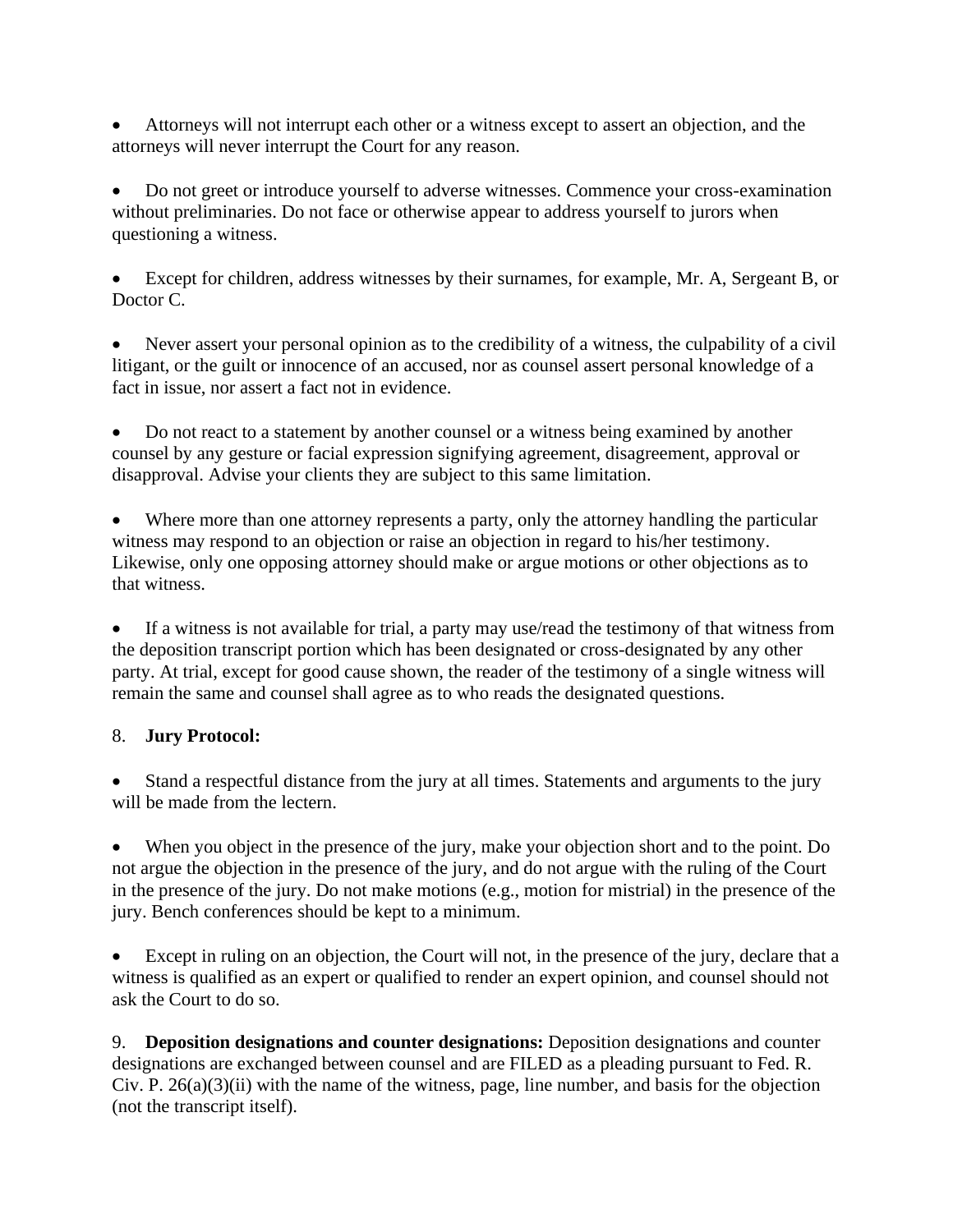- Attorneys will not interrupt each other or a witness except to assert an objection, and the attorneys will never interrupt the Court for any reason.

- Do not greet or introduce yourself to adverse witnesses. Commence your cross-examination without preliminaries. Do not face or otherwise appear to address yourself to jurors when questioning a witness.

- Except for children, address witnesses by their surnames, for example, Mr. A, Sergeant B, or Doctor C.

- Never assert your personal opinion as to the credibility of a witness, the culpability of a civil litigant, or the guilt or innocence of an accused, nor as counsel assert personal knowledge of a fact in issue, nor assert a fact not in evidence.

- Do not react to a statement by another counsel or a witness being examined by another counsel by any gesture or facial expression signifying agreement, disagreement, approval or disapproval. Advise your clients they are subject to this same limitation.

- Where more than one attorney represents a party, only the attorney handling the particular witness may respond to an objection or raise an objection in regard to his/her testimony. Likewise, only one opposing attorney should make or argue motions or other objections as to that witness.

- If a witness is not available for trial, a party may use/read the testimony of that witness from the deposition transcript portion which has been designated or cross-designated by any other party. At trial, except for good cause shown, the reader of the testimony of a single witness will remain the same and counsel shall agree as to who reads the designated questions.

8. **Jury Protocol:**

- Stand a respectful distance from the jury at all times. Statements and arguments to the jury will be made from the lectern.

- When you object in the presence of the jury, make your objection short and to the point. Do not argue the objection in the presence of the jury, and do not argue with the ruling of the Court in the presence of the jury. Do not make motions (e.g., motion for mistrial) in the presence of the jury. Bench conferences should be kept to a minimum.

- Except in ruling on an objection, the Court will not, in the presence of the jury, declare that a witness is qualified as an expert or qualified to render an expert opinion, and counsel should not ask the Court to do so.

9. **Deposition designations and counter designations:** Deposition designations and counter designations are exchanged between counsel and are FILED as a pleading pursuant to Fed. R. Civ. P. 26(a)(3)(ii) with the name of the witness, page, line number, and basis for the objection (not the transcript itself).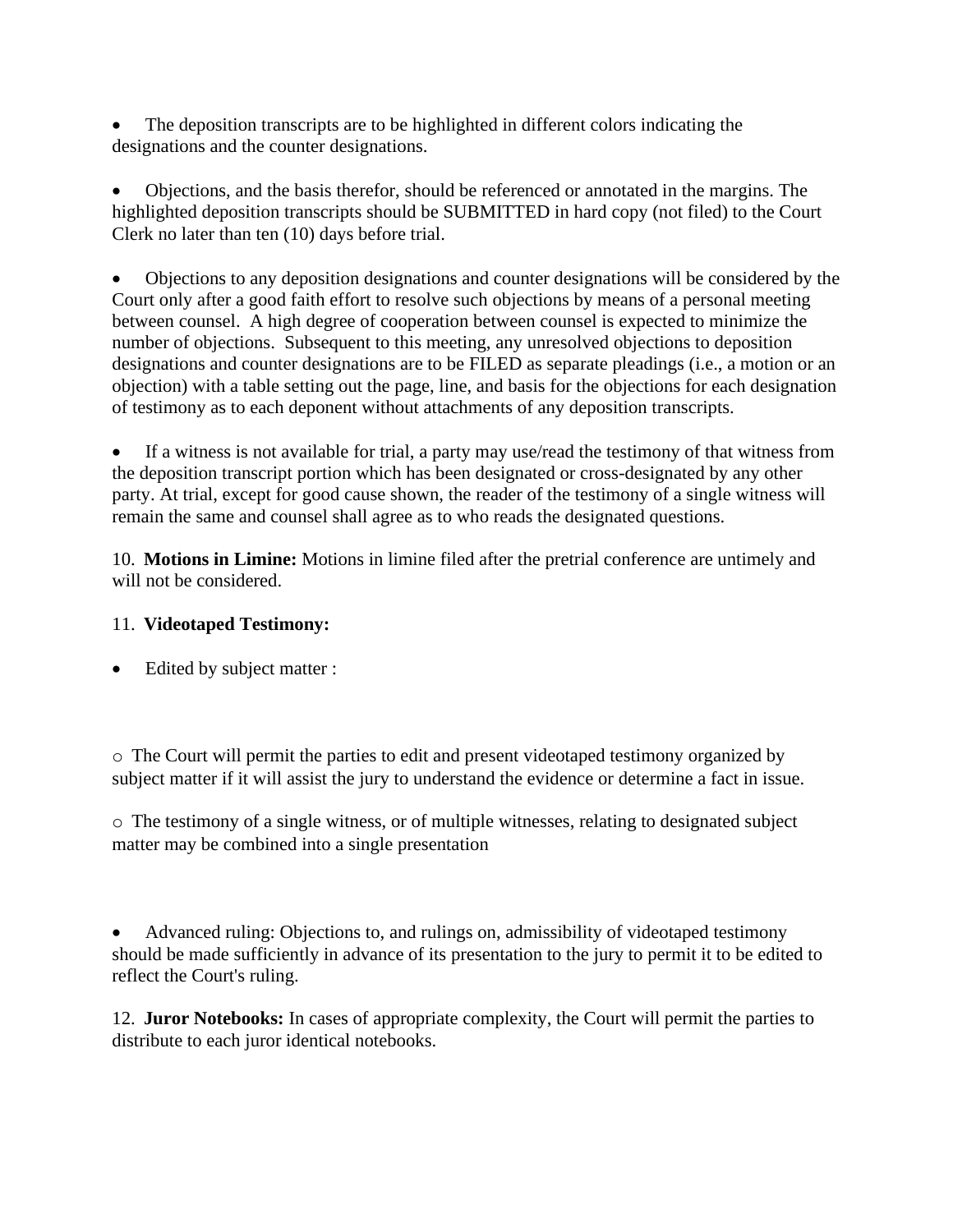- The deposition transcripts are to be highlighted in different colors indicating the designations and the counter designations.

- Objections, and the basis therefor, should be referenced or annotated in the margins. The highlighted deposition transcripts should be SUBMITTED in hard copy (not filed) to the Court Clerk no later than ten (10) days before trial.

- Objections to any deposition designations and counter designations will be considered by the Court only after a good faith effort to resolve such objections by means of a personal meeting between counsel. A high degree of cooperation between counsel is expected to minimize the number of objections. Subsequent to this meeting, any unresolved objections to deposition designations and counter designations are to be FILED as separate pleadings (i.e., a motion or an objection) with a table setting out the page, line, and basis for the objections for each designation of testimony as to each deponent without attachments of any deposition transcripts.

- If a witness is not available for trial, a party may use/read the testimony of that witness from the deposition transcript portion which has been designated or cross-designated by any other party. At trial, except for good cause shown, the reader of the testimony of a single witness will remain the same and counsel shall agree as to who reads the designated questions.

10. **Motions in Limine:** Motions in limine filed after the pretrial conference are untimely and will not be considered.

11. **Videotaped Testimony:**

- Edited by subject matter :

  - The Court will permit the parties to edit and present videotaped testimony organized by subject matter if it will assist the jury to understand the evidence or determine a fact in issue.

  - The testimony of a single witness, or of multiple witnesses, relating to designated subject matter may be combined into a single presentation

- Advanced ruling: Objections to, and rulings on, admissibility of videotaped testimony should be made sufficiently in advance of its presentation to the jury to permit it to be edited to reflect the Court's ruling.

12. **Juror Notebooks:** In cases of appropriate complexity, the Court will permit the parties to distribute to each juror identical notebooks.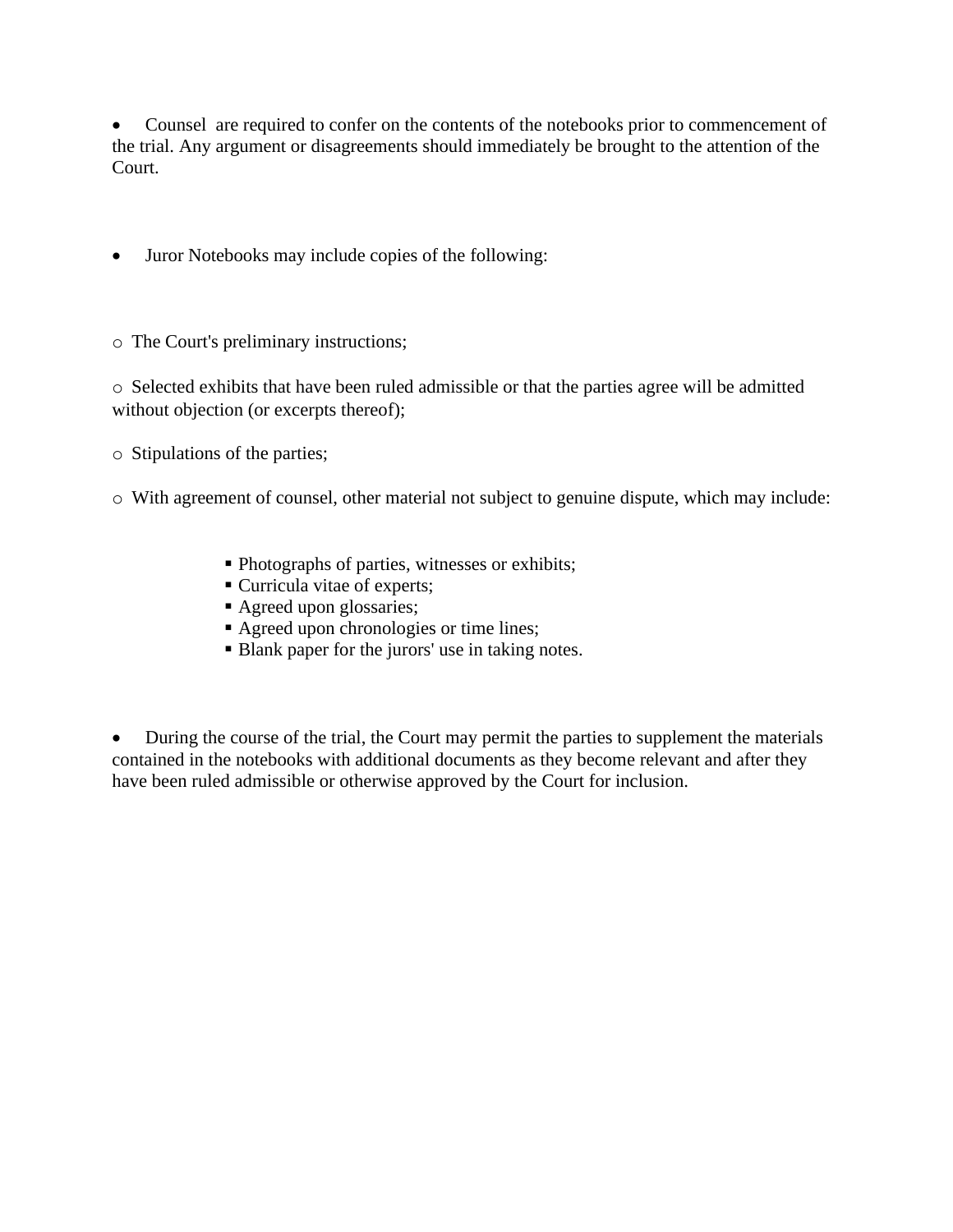- Counsel are required to confer on the contents of the notebooks prior to commencement of the trial. Any argument or disagreements should immediately be brought to the attention of the Court.

- Juror Notebooks may include copies of the following:

  - The Court's preliminary instructions;
  - Selected exhibits that have been ruled admissible or that the parties agree will be admitted without objection (or excerpts thereof);
  - Stipulations of the parties;
  - With agreement of counsel, other material not subject to genuine dispute, which may include:
    - Photographs of parties, witnesses or exhibits;
    - Curricula vitae of experts;
    - Agreed upon glossaries;
    - Agreed upon chronologies or time lines;
    - Blank paper for the jurors' use in taking notes.

- During the course of the trial, the Court may permit the parties to supplement the materials contained in the notebooks with additional documents as they become relevant and after they have been ruled admissible or otherwise approved by the Court for inclusion.